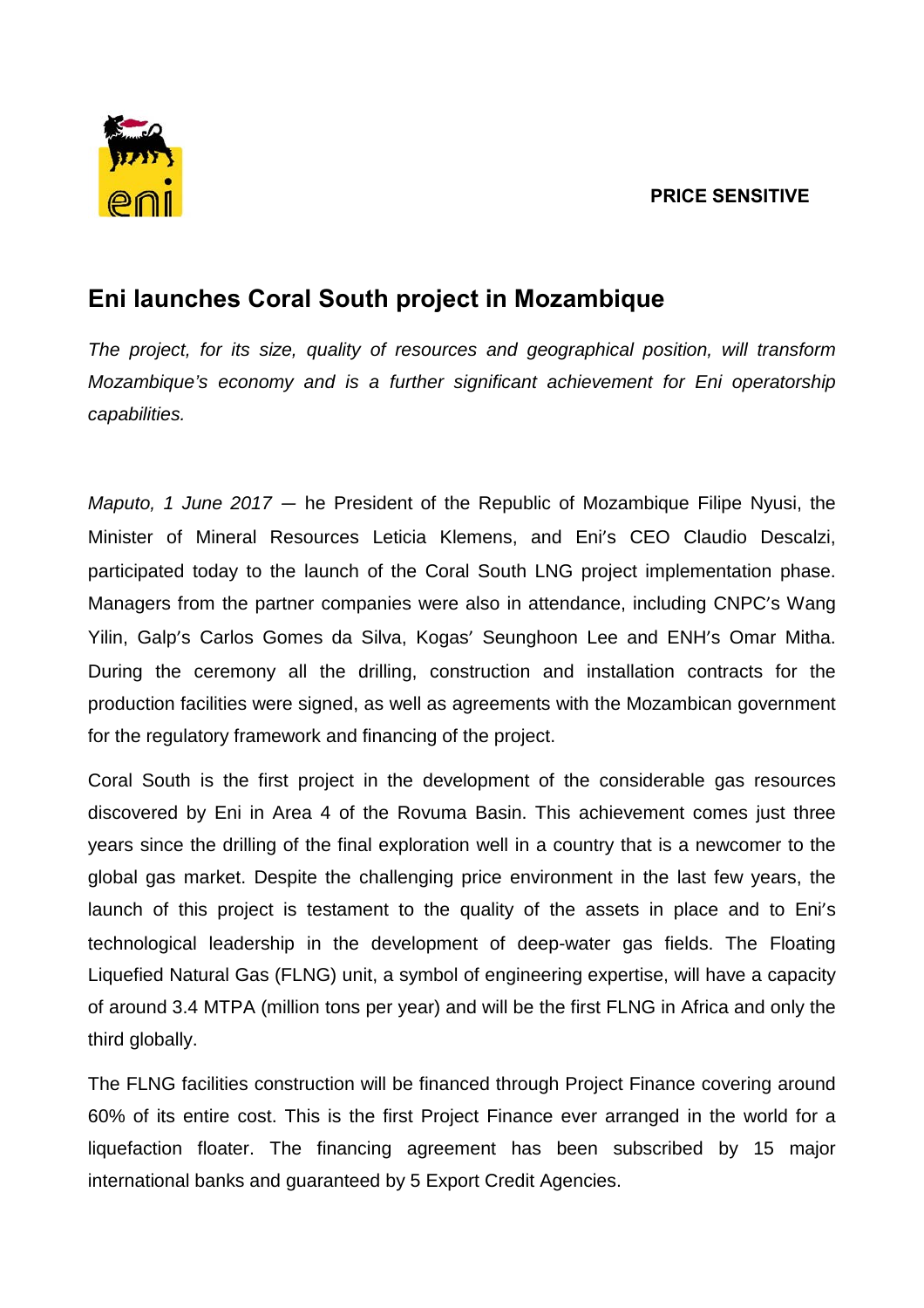**PRICE SENSITIVE**

# Eni launches Coral South project in Mozambique

*The project, for its size, quality of resources and geographical position, will transform Mozambique's economy and is a further significant achievement for Eni operatorship capabilities.*

*Maputo, 1 June 2017* – he President of the Republic of Mozambique Filipe Nyusi, the Minister of Mineral Resources Leticia Klemens, and Eni's CEO Claudio Descalzi, participated today to the launch of the Coral South LNG project implementation phase. Managers from the partner companies were also in attendance, including CNPC's Wang Yilin, Galp's Carlos Gomes da Silva, Kogas' Seunghoon Lee and ENH's Omar Mitha. During the ceremony all the drilling, construction and installation contracts for the production facilities were signed, as well as agreements with the Mozambican government for the regulatory framework and financing of the project.

Coral South is the first project in the development of the considerable gas resources discovered by Eni in Area 4 of the Rovuma Basin. This achievement comes just three years since the drilling of the final exploration well in a country that is a newcomer to the global gas market. Despite the challenging price environment in the last few years, the launch of this project is testament to the quality of the assets in place and to Eni's technological leadership in the development of deep-water gas fields. The Floating Liquefied Natural Gas (FLNG) unit, a symbol of engineering expertise, will have a capacity of around 3.4 MTPA (million tons per year) and will be the first FLNG in Africa and only the third globally.

The FLNG facilities construction will be financed through Project Finance covering around 60% of its entire cost. This is the first Project Finance ever arranged in the world for a liquefaction floater. The financing agreement has been subscribed by 15 major international banks and guaranteed by 5 Export Credit Agencies.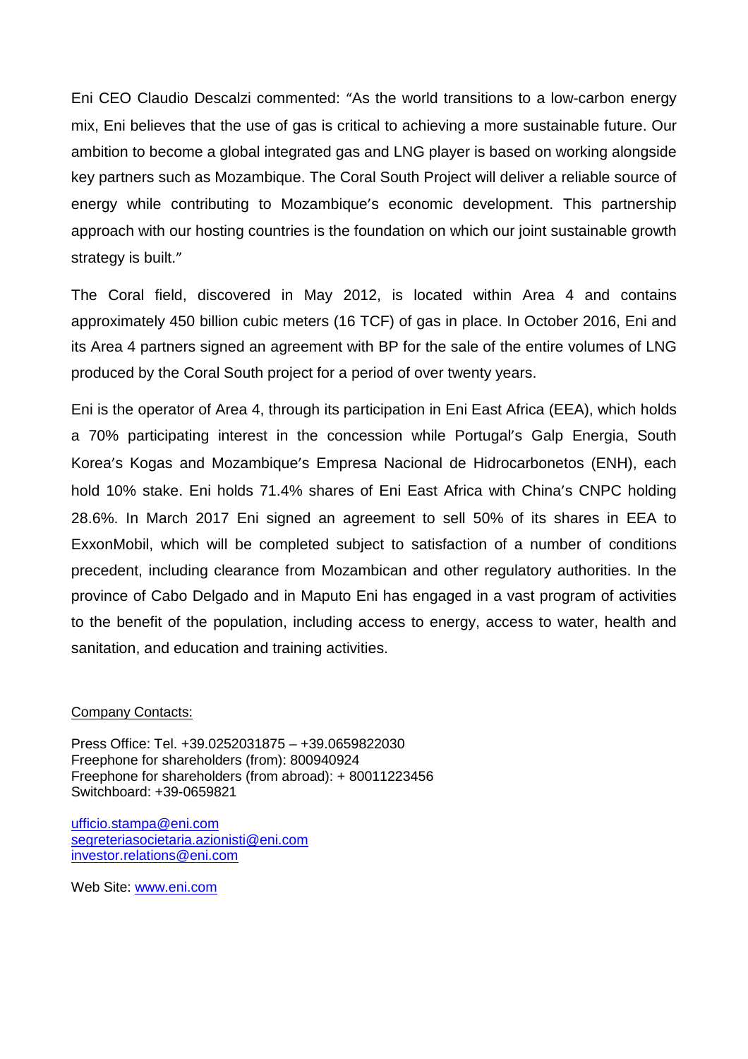Eni CEO Claudio Descalzi commented: "As the world transitions to a low-carbon energy mix, Eni believes that the use of gas is critical to achieving a more sustainable future. Our ambition to become a global integrated gas and LNG player is based on working alongside key partners such as Mozambique. The Coral South Project will deliver a reliable source of energy while contributing to Mozambique's economic development. This partnership approach with our hosting countries is the foundation on which our joint sustainable growth strategy is built."

The Coral field, discovered in May 2012, is located within Area 4 and contains approximately 450 billion cubic meters (16 TCF) of gas in place. In October 2016, Eni and its Area 4 partners signed an agreement with BP for the sale of the entire volumes of LNG produced by the Coral South project for a period of over twenty years.

Eni is the operator of Area 4, through its participation in Eni East Africa (EEA), which holds a 70% participating interest in the concession while Portugal's Galp Energia, South Korea's Kogas and Mozambique's Empresa Nacional de Hidrocarbonetos (ENH), each hold 10% stake. Eni holds 71.4% shares of Eni East Africa with China's CNPC holding 28.6%. In March 2017 Eni signed an agreement to sell 50% of its shares in EEA to ExxonMobil, which will be completed subject to satisfaction of a number of conditions precedent, including clearance from Mozambican and other regulatory authorities. In the province of Cabo Delgado and in Maputo Eni has engaged in a vast program of activities to the benefit of the population, including access to energy, access to water, health and sanitation, and education and training activities.

Company Contacts:

Press Office: Tel. +39.0252031875 – +39.0659822030
Freephone for shareholders (from): 800940924
Freephone for shareholders (from abroad): + 80011223456
Switchboard: +39-0659821

ufficio.stampa@eni.com
segreteriasocietaria.azionisti@eni.com
investor.relations@eni.com

Web Site: www.eni.com